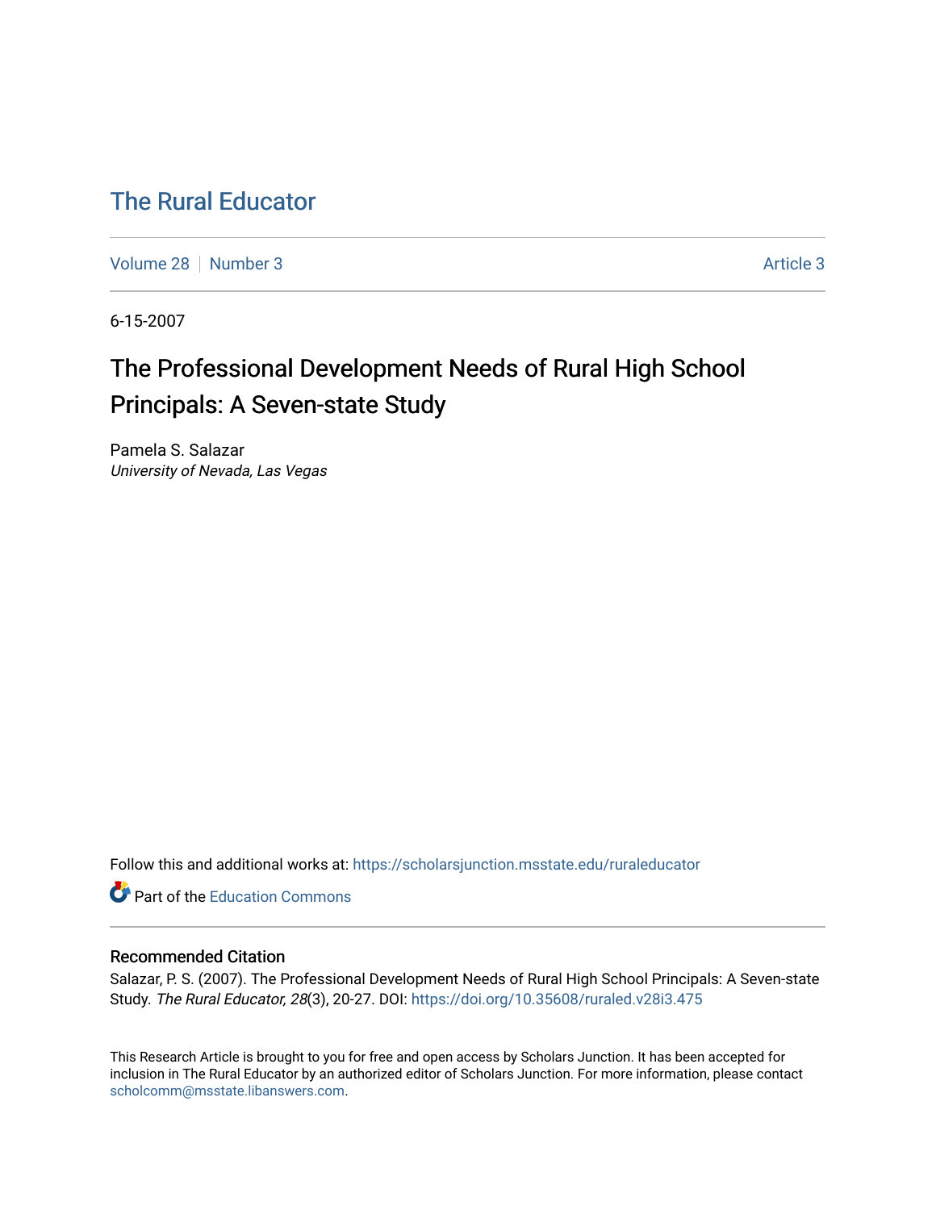# The Rural Educator

Volume 28 | Number 3 Article 3

6-15-2007

## The Professional Development Needs of Rural High School Principals: A Seven-state Study

Pamela S. Salazar
*University of Nevada, Las Vegas*

Follow this and additional works at: https://scholarsjunction.msstate.edu/ruraleducator

Part of the Education Commons

### Recommended Citation

Salazar, P. S. (2007). The Professional Development Needs of Rural High School Principals: A Seven-state Study. *The Rural Educator, 28*(3), 20-27. DOI: https://doi.org/10.35608/ruraled.v28i3.475

This Research Article is brought to you for free and open access by Scholars Junction. It has been accepted for inclusion in The Rural Educator by an authorized editor of Scholars Junction. For more information, please contact scholcomm@msstate.libanswers.com.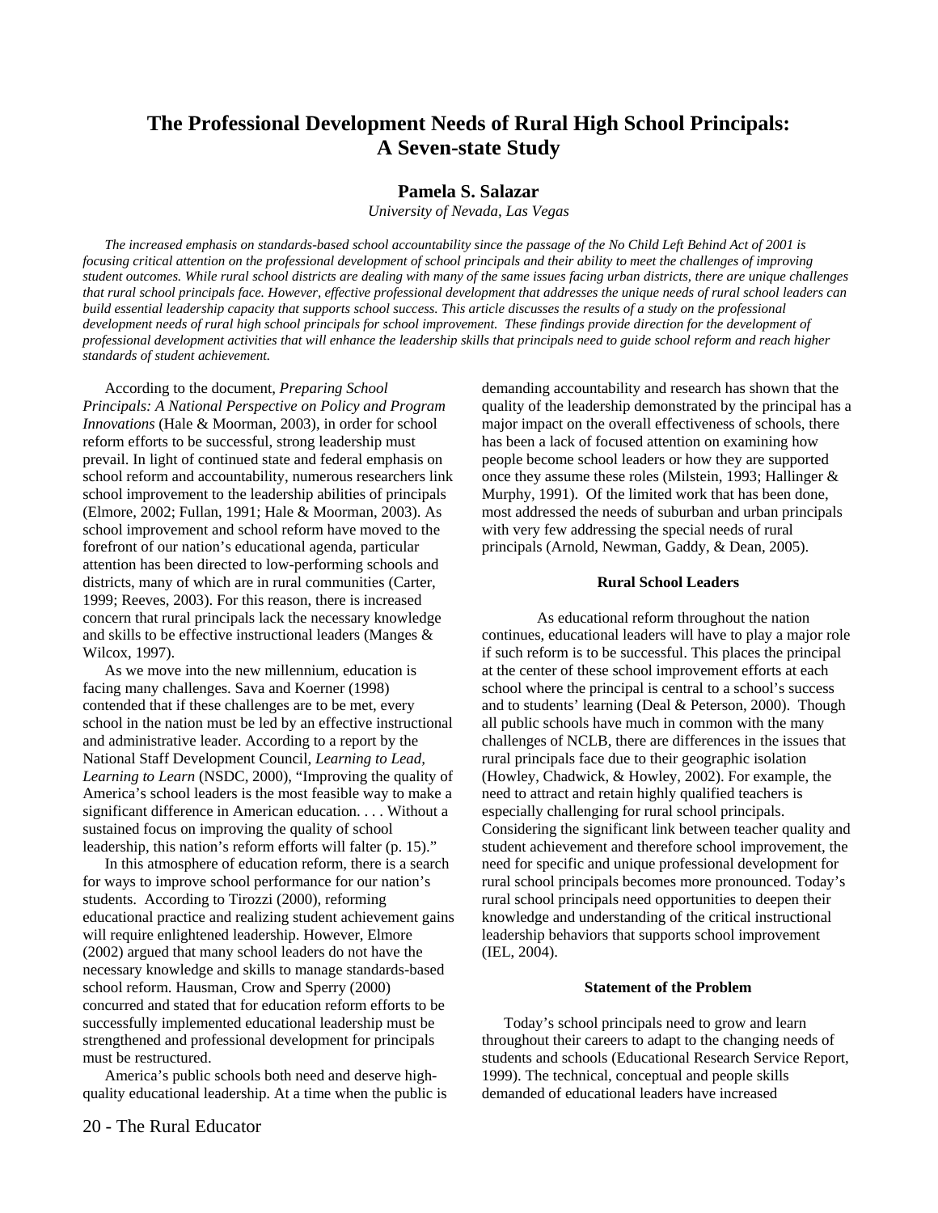# The Professional Development Needs of Rural High School Principals: A Seven-state Study

**Pamela S. Salazar**

*University of Nevada, Las Vegas*

*The increased emphasis on standards-based school accountability since the passage of the No Child Left Behind Act of 2001 is focusing critical attention on the professional development of school principals and their ability to meet the challenges of improving student outcomes. While rural school districts are dealing with many of the same issues facing urban districts, there are unique challenges that rural school principals face. However, effective professional development that addresses the unique needs of rural school leaders can build essential leadership capacity that supports school success. This article discusses the results of a study on the professional development needs of rural high school principals for school improvement. These findings provide direction for the development of professional development activities that will enhance the leadership skills that principals need to guide school reform and reach higher standards of student achievement.*

According to the document, *Preparing School Principals: A National Perspective on Policy and Program Innovations* (Hale & Moorman, 2003), in order for school reform efforts to be successful, strong leadership must prevail. In light of continued state and federal emphasis on school reform and accountability, numerous researchers link school improvement to the leadership abilities of principals (Elmore, 2002; Fullan, 1991; Hale & Moorman, 2003). As school improvement and school reform have moved to the forefront of our nation's educational agenda, particular attention has been directed to low-performing schools and districts, many of which are in rural communities (Carter, 1999; Reeves, 2003). For this reason, there is increased concern that rural principals lack the necessary knowledge and skills to be effective instructional leaders (Manges & Wilcox, 1997).

As we move into the new millennium, education is facing many challenges. Sava and Koerner (1998) contended that if these challenges are to be met, every school in the nation must be led by an effective instructional and administrative leader. According to a report by the National Staff Development Council, *Learning to Lead, Learning to Learn* (NSDC, 2000), "Improving the quality of America's school leaders is the most feasible way to make a significant difference in American education. . . . Without a sustained focus on improving the quality of school leadership, this nation's reform efforts will falter (p. 15)."

In this atmosphere of education reform, there is a search for ways to improve school performance for our nation's students. According to Tirozzi (2000), reforming educational practice and realizing student achievement gains will require enlightened leadership. However, Elmore (2002) argued that many school leaders do not have the necessary knowledge and skills to manage standards-based school reform. Hausman, Crow and Sperry (2000) concurred and stated that for education reform efforts to be successfully implemented educational leadership must be strengthened and professional development for principals must be restructured.

America's public schools both need and deserve high-quality educational leadership. At a time when the public is demanding accountability and research has shown that the quality of the leadership demonstrated by the principal has a major impact on the overall effectiveness of schools, there has been a lack of focused attention on examining how people become school leaders or how they are supported once they assume these roles (Milstein, 1993; Hallinger & Murphy, 1991). Of the limited work that has been done, most addressed the needs of suburban and urban principals with very few addressing the special needs of rural principals (Arnold, Newman, Gaddy, & Dean, 2005).

## Rural School Leaders

As educational reform throughout the nation continues, educational leaders will have to play a major role if such reform is to be successful. This places the principal at the center of these school improvement efforts at each school where the principal is central to a school's success and to students' learning (Deal & Peterson, 2000). Though all public schools have much in common with the many challenges of NCLB, there are differences in the issues that rural principals face due to their geographic isolation (Howley, Chadwick, & Howley, 2002). For example, the need to attract and retain highly qualified teachers is especially challenging for rural school principals. Considering the significant link between teacher quality and student achievement and therefore school improvement, the need for specific and unique professional development for rural school principals becomes more pronounced. Today's rural school principals need opportunities to deepen their knowledge and understanding of the critical instructional leadership behaviors that supports school improvement (IEL, 2004).

## Statement of the Problem

Today's school principals need to grow and learn throughout their careers to adapt to the changing needs of students and schools (Educational Research Service Report, 1999). The technical, conceptual and people skills demanded of educational leaders have increased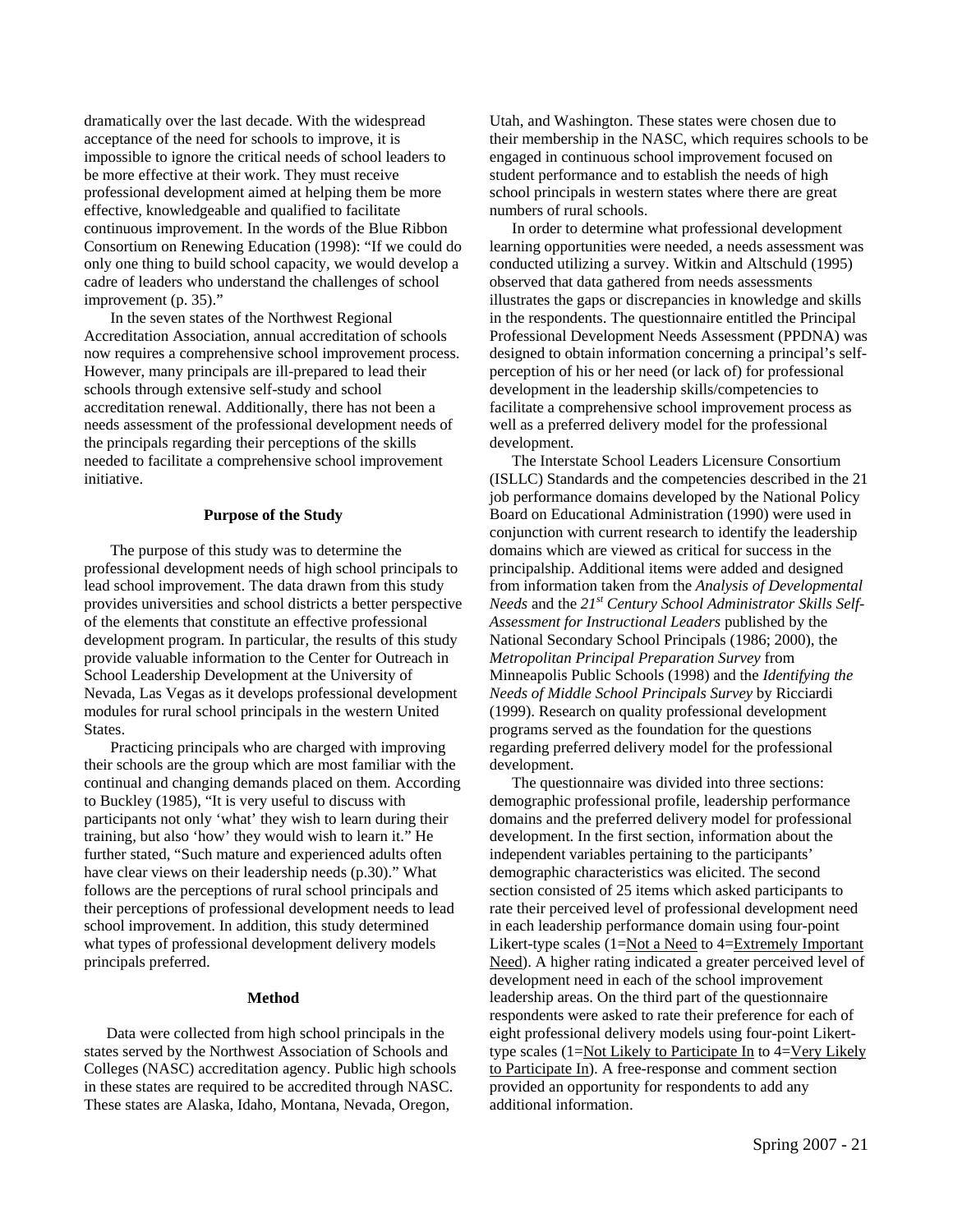dramatically over the last decade. With the widespread acceptance of the need for schools to improve, it is impossible to ignore the critical needs of school leaders to be more effective at their work. They must receive professional development aimed at helping them be more effective, knowledgeable and qualified to facilitate continuous improvement. In the words of the Blue Ribbon Consortium on Renewing Education (1998): "If we could do only one thing to build school capacity, we would develop a cadre of leaders who understand the challenges of school improvement (p. 35)."

In the seven states of the Northwest Regional Accreditation Association, annual accreditation of schools now requires a comprehensive school improvement process. However, many principals are ill-prepared to lead their schools through extensive self-study and school accreditation renewal. Additionally, there has not been a needs assessment of the professional development needs of the principals regarding their perceptions of the skills needed to facilitate a comprehensive school improvement initiative.

## Purpose of the Study

The purpose of this study was to determine the professional development needs of high school principals to lead school improvement. The data drawn from this study provides universities and school districts a better perspective of the elements that constitute an effective professional development program. In particular, the results of this study provide valuable information to the Center for Outreach in School Leadership Development at the University of Nevada, Las Vegas as it develops professional development modules for rural school principals in the western United States.

Practicing principals who are charged with improving their schools are the group which are most familiar with the continual and changing demands placed on them. According to Buckley (1985), "It is very useful to discuss with participants not only 'what' they wish to learn during their training, but also 'how' they would wish to learn it." He further stated, "Such mature and experienced adults often have clear views on their leadership needs (p.30)." What follows are the perceptions of rural school principals and their perceptions of professional development needs to lead school improvement. In addition, this study determined what types of professional development delivery models principals preferred.

## Method

Data were collected from high school principals in the states served by the Northwest Association of Schools and Colleges (NASC) accreditation agency. Public high schools in these states are required to be accredited through NASC. These states are Alaska, Idaho, Montana, Nevada, Oregon, Utah, and Washington. These states were chosen due to their membership in the NASC, which requires schools to be engaged in continuous school improvement focused on student performance and to establish the needs of high school principals in western states where there are great numbers of rural schools.

In order to determine what professional development learning opportunities were needed, a needs assessment was conducted utilizing a survey. Witkin and Altschuld (1995) observed that data gathered from needs assessments illustrates the gaps or discrepancies in knowledge and skills in the respondents. The questionnaire entitled the Principal Professional Development Needs Assessment (PPDNA) was designed to obtain information concerning a principal's self-perception of his or her need (or lack of) for professional development in the leadership skills/competencies to facilitate a comprehensive school improvement process as well as a preferred delivery model for the professional development.

The Interstate School Leaders Licensure Consortium (ISLLC) Standards and the competencies described in the 21 job performance domains developed by the National Policy Board on Educational Administration (1990) were used in conjunction with current research to identify the leadership domains which are viewed as critical for success in the principalship. Additional items were added and designed from information taken from the *Analysis of Developmental Needs* and the *21st Century School Administrator Skills Self-Assessment for Instructional Leaders* published by the National Secondary School Principals (1986; 2000), the *Metropolitan Principal Preparation Survey* from Minneapolis Public Schools (1998) and the *Identifying the Needs of Middle School Principals Survey* by Ricciardi (1999). Research on quality professional development programs served as the foundation for the questions regarding preferred delivery model for the professional development.

The questionnaire was divided into three sections: demographic professional profile, leadership performance domains and the preferred delivery model for professional development. In the first section, information about the independent variables pertaining to the participants' demographic characteristics was elicited. The second section consisted of 25 items which asked participants to rate their perceived level of professional development need in each leadership performance domain using four-point Likert-type scales (1=Not a Need to 4=Extremely Important Need). A higher rating indicated a greater perceived level of development need in each of the school improvement leadership areas. On the third part of the questionnaire respondents were asked to rate their preference for each of eight professional delivery models using four-point Likert-type scales (1=Not Likely to Participate In to 4=Very Likely to Participate In). A free-response and comment section provided an opportunity for respondents to add any additional information.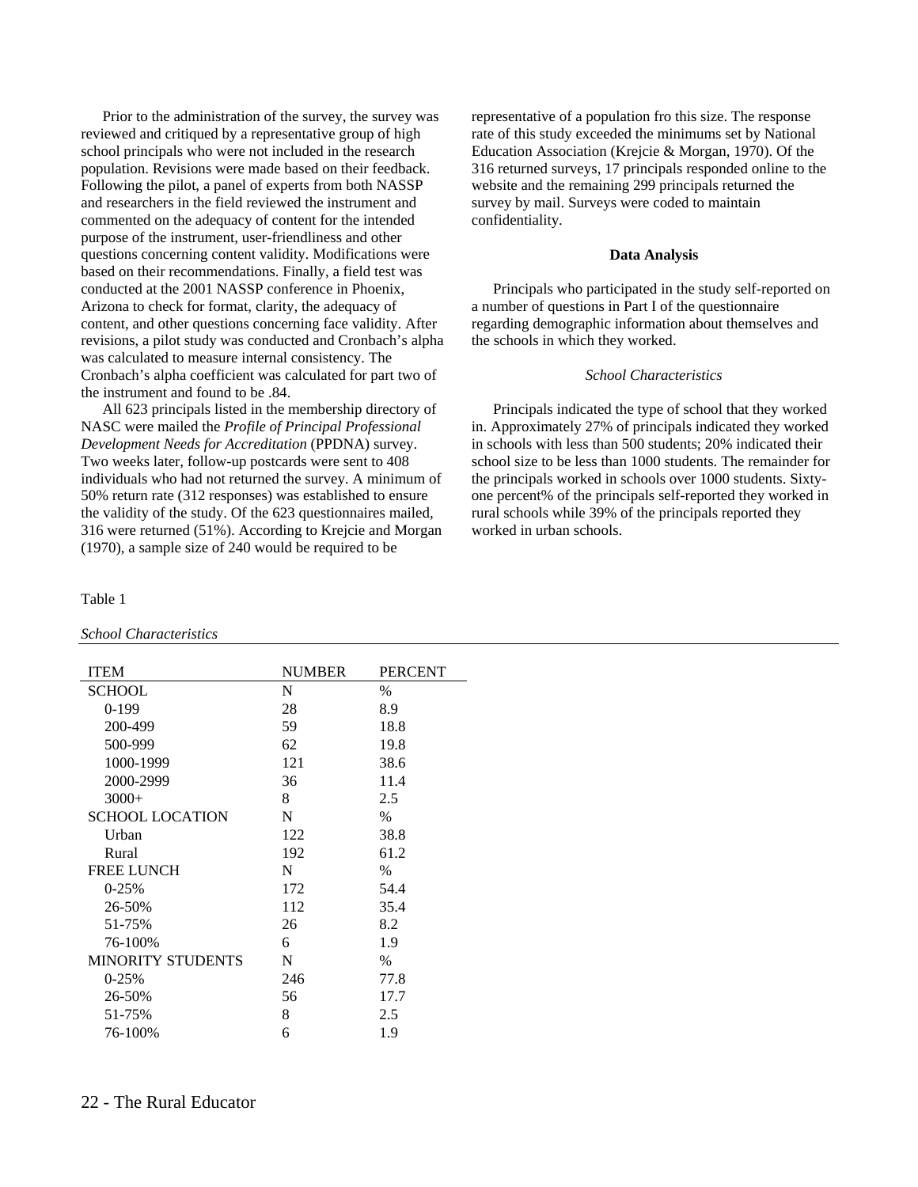Prior to the administration of the survey, the survey was reviewed and critiqued by a representative group of high school principals who were not included in the research population. Revisions were made based on their feedback. Following the pilot, a panel of experts from both NASSP and researchers in the field reviewed the instrument and commented on the adequacy of content for the intended purpose of the instrument, user-friendliness and other questions concerning content validity. Modifications were based on their recommendations. Finally, a field test was conducted at the 2001 NASSP conference in Phoenix, Arizona to check for format, clarity, the adequacy of content, and other questions concerning face validity. After revisions, a pilot study was conducted and Cronbach's alpha was calculated to measure internal consistency. The Cronbach's alpha coefficient was calculated for part two of the instrument and found to be .84.

All 623 principals listed in the membership directory of NASC were mailed the *Profile of Principal Professional Development Needs for Accreditation* (PPDNA) survey. Two weeks later, follow-up postcards were sent to 408 individuals who had not returned the survey. A minimum of 50% return rate (312 responses) was established to ensure the validity of the study. Of the 623 questionnaires mailed, 316 were returned (51%). According to Krejcie and Morgan (1970), a sample size of 240 would be required to be representative of a population fro this size. The response rate of this study exceeded the minimums set by National Education Association (Krejcie & Morgan, 1970). Of the 316 returned surveys, 17 principals responded online to the website and the remaining 299 principals returned the survey by mail. Surveys were coded to maintain confidentiality.

### Data Analysis

Principals who participated in the study self-reported on a number of questions in Part I of the questionnaire regarding demographic information about themselves and the schools in which they worked.

#### *School Characteristics*

Principals indicated the type of school that they worked in. Approximately 27% of principals indicated they worked in schools with less than 500 students; 20% indicated their school size to be less than 1000 students. The remainder for the principals worked in schools over 1000 students. Sixty-one percent% of the principals self-reported they worked in rural schools while 39% of the principals reported they worked in urban schools.

Table 1

*School Characteristics*

| ITEM | NUMBER | PERCENT |
|---|---|---|
| SCHOOL | N | % |
| 0-199 | 28 | 8.9 |
| 200-499 | 59 | 18.8 |
| 500-999 | 62 | 19.8 |
| 1000-1999 | 121 | 38.6 |
| 2000-2999 | 36 | 11.4 |
| 3000+ | 8 | 2.5 |
| SCHOOL LOCATION | N | % |
| Urban | 122 | 38.8 |
| Rural | 192 | 61.2 |
| FREE LUNCH | N | % |
| 0-25% | 172 | 54.4 |
| 26-50% | 112 | 35.4 |
| 51-75% | 26 | 8.2 |
| 76-100% | 6 | 1.9 |
| MINORITY STUDENTS | N | % |
| 0-25% | 246 | 77.8 |
| 26-50% | 56 | 17.7 |
| 51-75% | 8 | 2.5 |
| 76-100% | 6 | 1.9 |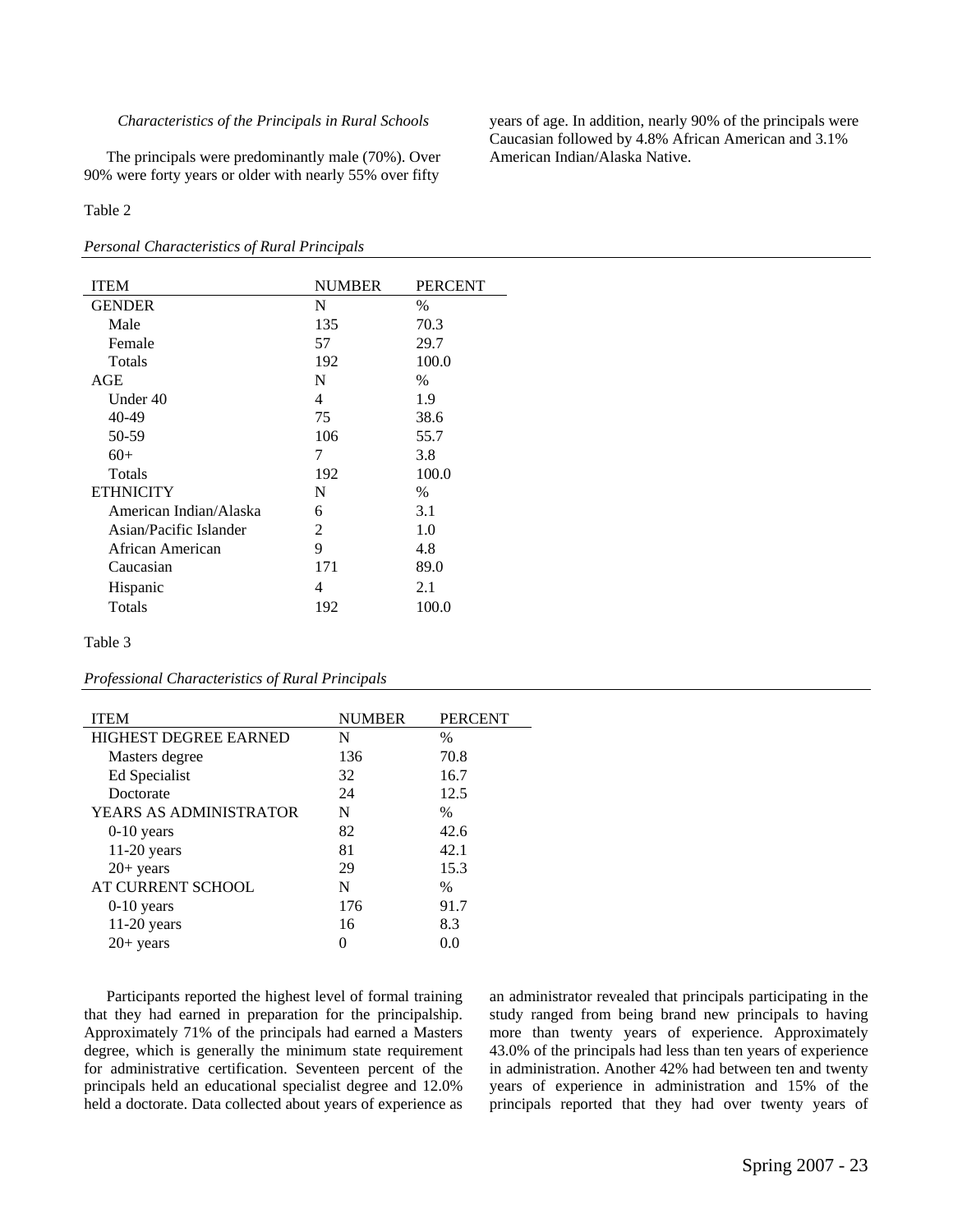*Characteristics of the Principals in Rural Schools*

The principals were predominantly male (70%). Over 90% were forty years or older with nearly 55% over fifty years of age. In addition, nearly 90% of the principals were Caucasian followed by 4.8% African American and 3.1% American Indian/Alaska Native.

Table 2

*Personal Characteristics of Rural Principals*

| ITEM | NUMBER | PERCENT |
|---|---|---|
| GENDER | N | % |
| Male | 135 | 70.3 |
| Female | 57 | 29.7 |
| Totals | 192 | 100.0 |
| AGE | N | % |
| Under 40 | 4 | 1.9 |
| 40-49 | 75 | 38.6 |
| 50-59 | 106 | 55.7 |
| 60+ | 7 | 3.8 |
| Totals | 192 | 100.0 |
| ETHNICITY | N | % |
| American Indian/Alaska | 6 | 3.1 |
| Asian/Pacific Islander | 2 | 1.0 |
| African American | 9 | 4.8 |
| Caucasian | 171 | 89.0 |
| Hispanic | 4 | 2.1 |
| Totals | 192 | 100.0 |

Table 3

*Professional Characteristics of Rural Principals*

| ITEM | NUMBER | PERCENT |
|---|---|---|
| HIGHEST DEGREE EARNED | N | % |
| Masters degree | 136 | 70.8 |
| Ed Specialist | 32 | 16.7 |
| Doctorate | 24 | 12.5 |
| YEARS AS ADMINISTRATOR | N | % |
| 0-10 years | 82 | 42.6 |
| 11-20 years | 81 | 42.1 |
| 20+ years | 29 | 15.3 |
| AT CURRENT SCHOOL | N | % |
| 0-10 years | 176 | 91.7 |
| 11-20 years | 16 | 8.3 |
| 20+ years | 0 | 0.0 |

Participants reported the highest level of formal training that they had earned in preparation for the principalship. Approximately 71% of the principals had earned a Masters degree, which is generally the minimum state requirement for administrative certification. Seventeen percent of the principals held an educational specialist degree and 12.0% held a doctorate. Data collected about years of experience as an administrator revealed that principals participating in the study ranged from being brand new principals to having more than twenty years of experience. Approximately 43.0% of the principals had less than ten years of experience in administration. Another 42% had between ten and twenty years of experience in administration and 15% of the principals reported that they had over twenty years of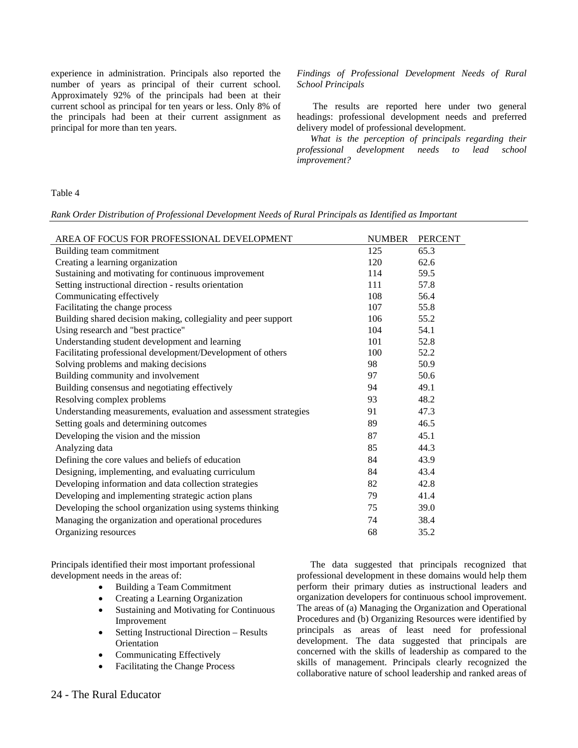experience in administration. Principals also reported the number of years as principal of their current school. Approximately 92% of the principals had been at their current school as principal for ten years or less. Only 8% of the principals had been at their current assignment as principal for more than ten years.

*Findings of Professional Development Needs of Rural School Principals*

The results are reported here under two general headings: professional development needs and preferred delivery model of professional development.

*What is the perception of principals regarding their professional development needs to lead school improvement?*

Table 4

*Rank Order Distribution of Professional Development Needs of Rural Principals as Identified as Important*

| AREA OF FOCUS FOR PROFESSIONAL DEVELOPMENT | NUMBER | PERCENT |
|---|---|---|
| Building team commitment | 125 | 65.3 |
| Creating a learning organization | 120 | 62.6 |
| Sustaining and motivating for continuous improvement | 114 | 59.5 |
| Setting instructional direction - results orientation | 111 | 57.8 |
| Communicating effectively | 108 | 56.4 |
| Facilitating the change process | 107 | 55.8 |
| Building shared decision making, collegiality and peer support | 106 | 55.2 |
| Using research and "best practice" | 104 | 54.1 |
| Understanding student development and learning | 101 | 52.8 |
| Facilitating professional development/Development of others | 100 | 52.2 |
| Solving problems and making decisions | 98 | 50.9 |
| Building community and involvement | 97 | 50.6 |
| Building consensus and negotiating effectively | 94 | 49.1 |
| Resolving complex problems | 93 | 48.2 |
| Understanding measurements, evaluation and assessment strategies | 91 | 47.3 |
| Setting goals and determining outcomes | 89 | 46.5 |
| Developing the vision and the mission | 87 | 45.1 |
| Analyzing data | 85 | 44.3 |
| Defining the core values and beliefs of education | 84 | 43.9 |
| Designing, implementing, and evaluating curriculum | 84 | 43.4 |
| Developing information and data collection strategies | 82 | 42.8 |
| Developing and implementing strategic action plans | 79 | 41.4 |
| Developing the school organization using systems thinking | 75 | 39.0 |
| Managing the organization and operational procedures | 74 | 38.4 |
| Organizing resources | 68 | 35.2 |

Principals identified their most important professional development needs in the areas of:

- Building a Team Commitment
- Creating a Learning Organization
- Sustaining and Motivating for Continuous Improvement
- Setting Instructional Direction – Results Orientation
- Communicating Effectively
- Facilitating the Change Process

The data suggested that principals recognized that professional development in these domains would help them perform their primary duties as instructional leaders and organization developers for continuous school improvement. The areas of (a) Managing the Organization and Operational Procedures and (b) Organizing Resources were identified by principals as areas of least need for professional development. The data suggested that principals are concerned with the skills of leadership as compared to the skills of management. Principals clearly recognized the collaborative nature of school leadership and ranked areas of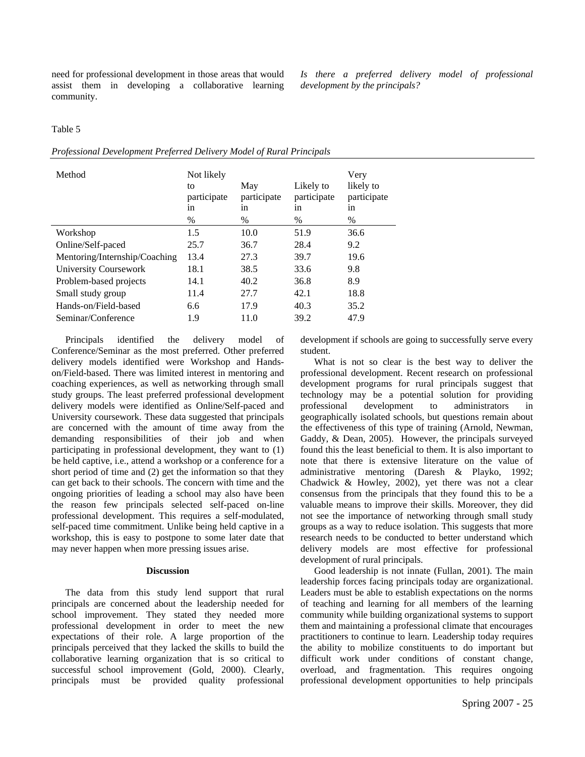need for professional development in those areas that would assist them in developing a collaborative learning community.

*Is there a preferred delivery model of professional development by the principals?*

Table 5

*Professional Development Preferred Delivery Model of Rural Principals*

| Method | Not likely to participate in % | May participate in % | Likely to participate in % | Very likely to participate in % |
|---|---|---|---|---|
| Workshop | 1.5 | 10.0 | 51.9 | 36.6 |
| Online/Self-paced | 25.7 | 36.7 | 28.4 | 9.2 |
| Mentoring/Internship/Coaching | 13.4 | 27.3 | 39.7 | 19.6 |
| University Coursework | 18.1 | 38.5 | 33.6 | 9.8 |
| Problem-based projects | 14.1 | 40.2 | 36.8 | 8.9 |
| Small study group | 11.4 | 27.7 | 42.1 | 18.8 |
| Hands-on/Field-based | 6.6 | 17.9 | 40.3 | 35.2 |
| Seminar/Conference | 1.9 | 11.0 | 39.2 | 47.9 |

Principals identified the delivery model of Conference/Seminar as the most preferred. Other preferred delivery models identified were Workshop and Hands-on/Field-based. There was limited interest in mentoring and coaching experiences, as well as networking through small study groups. The least preferred professional development delivery models were identified as Online/Self-paced and University coursework. These data suggested that principals are concerned with the amount of time away from the demanding responsibilities of their job and when participating in professional development, they want to (1) be held captive, i.e., attend a workshop or a conference for a short period of time and (2) get the information so that they can get back to their schools. The concern with time and the ongoing priorities of leading a school may also have been the reason few principals selected self-paced on-line professional development. This requires a self-modulated, self-paced time commitment. Unlike being held captive in a workshop, this is easy to postpone to some later date that may never happen when more pressing issues arise.

## Discussion

The data from this study lend support that rural principals are concerned about the leadership needed for school improvement. They stated they needed more professional development in order to meet the new expectations of their role. A large proportion of the principals perceived that they lacked the skills to build the collaborative learning organization that is so critical to successful school improvement (Gold, 2000). Clearly, principals must be provided quality professional development if schools are going to successfully serve every student.

What is not so clear is the best way to deliver the professional development. Recent research on professional development programs for rural principals suggest that technology may be a potential solution for providing professional development to administrators in geographically isolated schools, but questions remain about the effectiveness of this type of training (Arnold, Newman, Gaddy, & Dean, 2005). However, the principals surveyed found this the least beneficial to them. It is also important to note that there is extensive literature on the value of administrative mentoring (Daresh & Playko, 1992; Chadwick & Howley, 2002), yet there was not a clear consensus from the principals that they found this to be a valuable means to improve their skills. Moreover, they did not see the importance of networking through small study groups as a way to reduce isolation. This suggests that more research needs to be conducted to better understand which delivery models are most effective for professional development of rural principals.

Good leadership is not innate (Fullan, 2001). The main leadership forces facing principals today are organizational. Leaders must be able to establish expectations on the norms of teaching and learning for all members of the learning community while building organizational systems to support them and maintaining a professional climate that encourages practitioners to continue to learn. Leadership today requires the ability to mobilize constituents to do important but difficult work under conditions of constant change, overload, and fragmentation. This requires ongoing professional development opportunities to help principals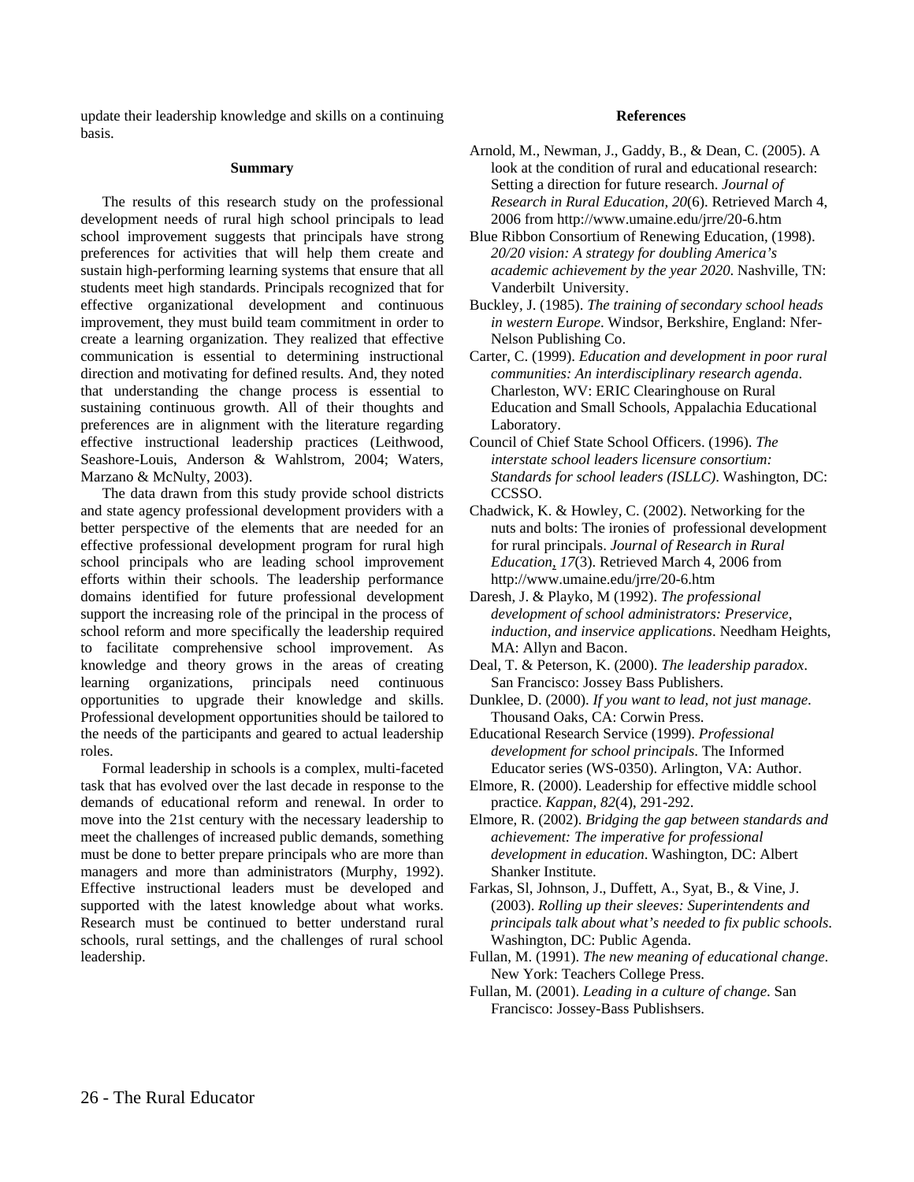update their leadership knowledge and skills on a continuing basis.

## Summary

The results of this research study on the professional development needs of rural high school principals to lead school improvement suggests that principals have strong preferences for activities that will help them create and sustain high-performing learning systems that ensure that all students meet high standards. Principals recognized that for effective organizational development and continuous improvement, they must build team commitment in order to create a learning organization. They realized that effective communication is essential to determining instructional direction and motivating for defined results. And, they noted that understanding the change process is essential to sustaining continuous growth. All of their thoughts and preferences are in alignment with the literature regarding effective instructional leadership practices (Leithwood, Seashore-Louis, Anderson & Wahlstrom, 2004; Waters, Marzano & McNulty, 2003).

The data drawn from this study provide school districts and state agency professional development providers with a better perspective of the elements that are needed for an effective professional development program for rural high school principals who are leading school improvement efforts within their schools. The leadership performance domains identified for future professional development support the increasing role of the principal in the process of school reform and more specifically the leadership required to facilitate comprehensive school improvement. As knowledge and theory grows in the areas of creating learning organizations, principals need continuous opportunities to upgrade their knowledge and skills. Professional development opportunities should be tailored to the needs of the participants and geared to actual leadership roles.

Formal leadership in schools is a complex, multi-faceted task that has evolved over the last decade in response to the demands of educational reform and renewal. In order to move into the 21st century with the necessary leadership to meet the challenges of increased public demands, something must be done to better prepare principals who are more than managers and more than administrators (Murphy, 1992). Effective instructional leaders must be developed and supported with the latest knowledge about what works. Research must be continued to better understand rural schools, rural settings, and the challenges of rural school leadership.

## References

Arnold, M., Newman, J., Gaddy, B., & Dean, C. (2005). A look at the condition of rural and educational research: Setting a direction for future research. *Journal of Research in Rural Education, 20*(6). Retrieved March 4, 2006 from http://www.umaine.edu/jrre/20-6.htm

Blue Ribbon Consortium of Renewing Education, (1998). *20/20 vision: A strategy for doubling America's academic achievement by the year 2020*. Nashville, TN: Vanderbilt University.

Buckley, J. (1985). *The training of secondary school heads in western Europe*. Windsor, Berkshire, England: Nfer-Nelson Publishing Co.

Carter, C. (1999). *Education and development in poor rural communities: An interdisciplinary research agenda*. Charleston, WV: ERIC Clearinghouse on Rural Education and Small Schools, Appalachia Educational Laboratory.

Council of Chief State School Officers. (1996). *The interstate school leaders licensure consortium: Standards for school leaders (ISLLC)*. Washington, DC: CCSSO.

Chadwick, K. & Howley, C. (2002). Networking for the nuts and bolts: The ironies of professional development for rural principals. *Journal of Research in Rural Education, 17*(3). Retrieved March 4, 2006 from http://www.umaine.edu/jrre/20-6.htm

Daresh, J. & Playko, M (1992). *The professional development of school administrators: Preservice, induction, and inservice applications*. Needham Heights, MA: Allyn and Bacon.

Deal, T. & Peterson, K. (2000). *The leadership paradox*. San Francisco: Jossey Bass Publishers.

Dunklee, D. (2000). *If you want to lead, not just manage*. Thousand Oaks, CA: Corwin Press.

Educational Research Service (1999). *Professional development for school principals*. The Informed Educator series (WS-0350). Arlington, VA: Author.

Elmore, R. (2000). Leadership for effective middle school practice. *Kappan, 82*(4), 291-292.

Elmore, R. (2002). *Bridging the gap between standards and achievement: The imperative for professional development in education*. Washington, DC: Albert Shanker Institute.

Farkas, Sl, Johnson, J., Duffett, A., Syat, B., & Vine, J. (2003). *Rolling up their sleeves: Superintendents and principals talk about what's needed to fix public schools*. Washington, DC: Public Agenda.

Fullan, M. (1991). *The new meaning of educational change*. New York: Teachers College Press.

Fullan, M. (2001). *Leading in a culture of change*. San Francisco: Jossey-Bass Publishsers.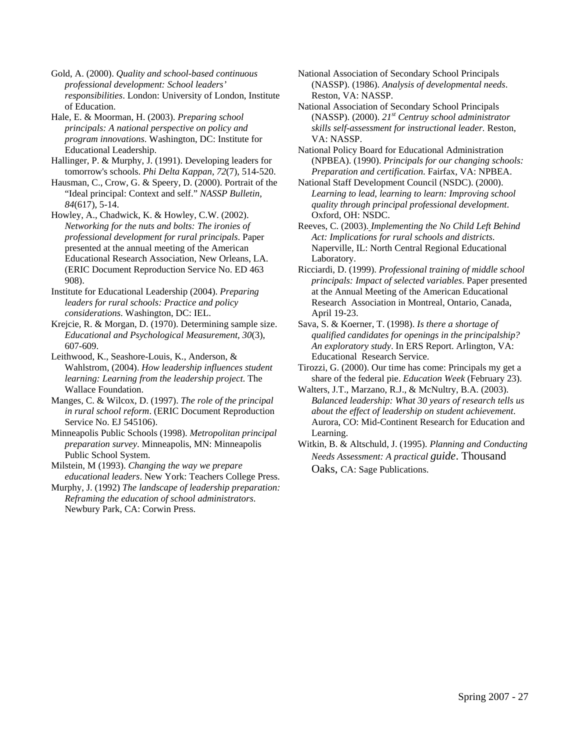Gold, A. (2000). *Quality and school-based continuous professional development: School leaders' responsibilities*. London: University of London, Institute of Education.

Hale, E. & Moorman, H. (2003). *Preparing school principals: A national perspective on policy and program innovations*. Washington, DC: Institute for Educational Leadership.

Hallinger, P. & Murphy, J. (1991). Developing leaders for tomorrow's schools. *Phi Delta Kappan, 72*(7), 514-520.

Hausman, C., Crow, G. & Speery, D. (2000). Portrait of the "Ideal principal: Context and self." *NASSP Bulletin, 84*(617), 5-14.

Howley, A., Chadwick, K. & Howley, C.W. (2002). *Networking for the nuts and bolts: The ironies of professional development for rural principals*. Paper presented at the annual meeting of the American Educational Research Association, New Orleans, LA. (ERIC Document Reproduction Service No. ED 463 908).

Institute for Educational Leadership (2004). *Preparing leaders for rural schools: Practice and policy considerations*. Washington, DC: IEL.

Krejcie, R. & Morgan, D. (1970). Determining sample size. *Educational and Psychological Measurement, 30*(3), 607-609.

Leithwood, K., Seashore-Louis, K., Anderson, & Wahlstrom, (2004). *How leadership influences student learning: Learning from the leadership project*. The Wallace Foundation.

Manges, C. & Wilcox, D. (1997). *The role of the principal in rural school reform*. (ERIC Document Reproduction Service No. EJ 545106).

Minneapolis Public Schools (1998). *Metropolitan principal preparation survey*. Minneapolis, MN: Minneapolis Public School System.

Milstein, M (1993). *Changing the way we prepare educational leaders*. New York: Teachers College Press.

Murphy, J. (1992) *The landscape of leadership preparation: Reframing the education of school administrators*. Newbury Park, CA: Corwin Press.

National Association of Secondary School Principals (NASSP). (1986). *Analysis of developmental needs*. Reston, VA: NASSP.

National Association of Secondary School Principals (NASSP). (2000). *21st Centruy school administrator skills self-assessment for instructional leader.* Reston, VA: NASSP.

National Policy Board for Educational Administration (NPBEA). (1990). *Principals for our changing schools: Preparation and certification*. Fairfax, VA: NPBEA.

National Staff Development Council (NSDC). (2000). *Learning to lead, learning to learn: Improving school quality through principal professional development*. Oxford, OH: NSDC.

Reeves, C. (2003). *Implementing the No Child Left Behind Act: Implications for rural schools and districts*. Naperville, IL: North Central Regional Educational Laboratory.

Ricciardi, D. (1999). *Professional training of middle school principals: Impact of selected variables*. Paper presented at the Annual Meeting of the American Educational Research Association in Montreal, Ontario, Canada, April 19-23.

Sava, S. & Koerner, T. (1998). *Is there a shortage of qualified candidates for openings in the principalship? An exploratory study*. In ERS Report. Arlington, VA: Educational Research Service.

Tirozzi, G. (2000). Our time has come: Principals my get a share of the federal pie. *Education Week* (February 23).

Walters, J.T., Marzano, R.J., & McNultry, B.A. (2003). *Balanced leadership: What 30 years of research tells us about the effect of leadership on student achievement*. Aurora, CO: Mid-Continent Research for Education and Learning.

Witkin, B. & Altschuld, J. (1995). *Planning and Conducting Needs Assessment: A practical guide*. Thousand Oaks, CA: Sage Publications.